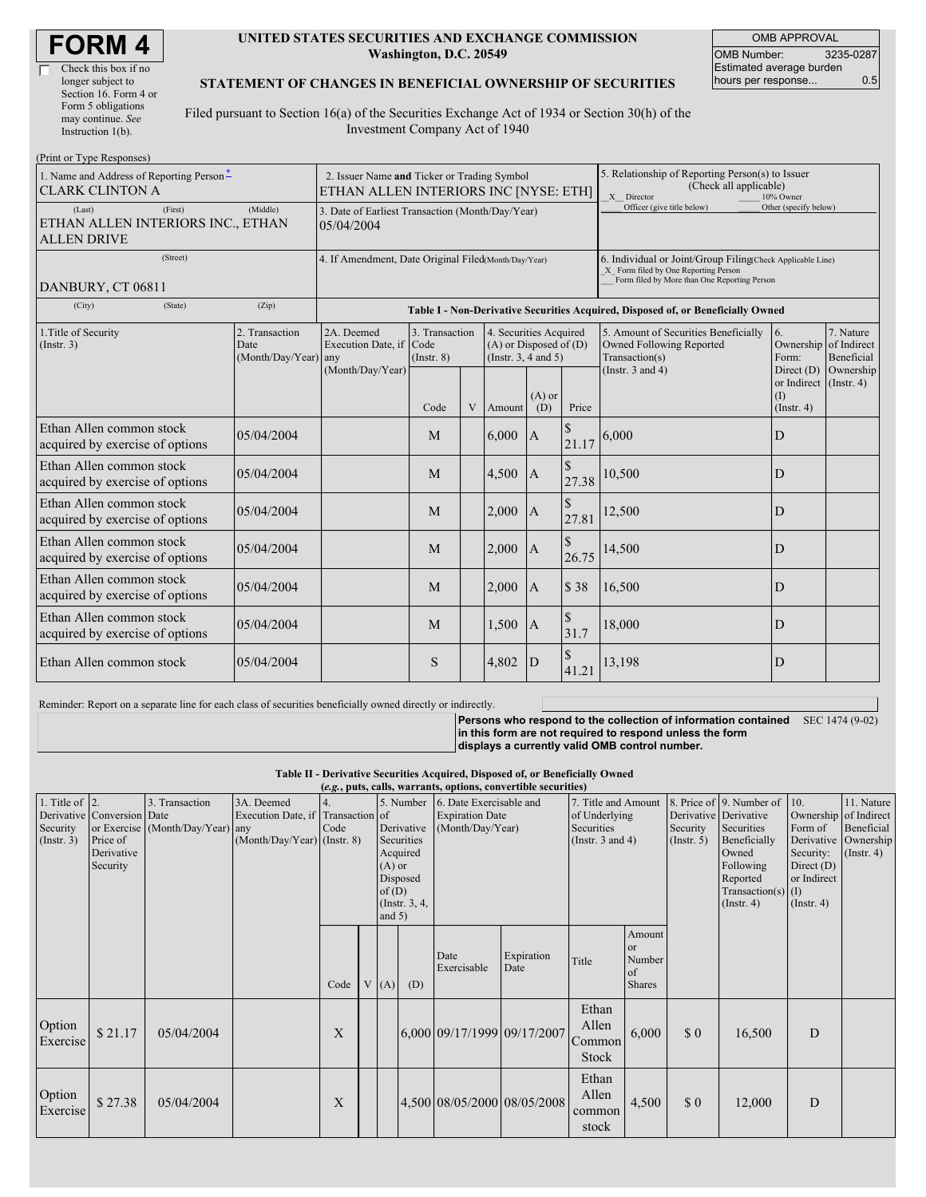# FORM 4

☐ Check this box if no longer subject to Section 16. Form 4 or Form 5 obligations may continue. *See* Instruction 1(b).

**UNITED STATES SECURITIES AND EXCHANGE COMMISSION**
**Washington, D.C. 20549**

**STATEMENT OF CHANGES IN BENEFICIAL OWNERSHIP OF SECURITIES**

Filed pursuant to Section 16(a) of the Securities Exchange Act of 1934 or Section 30(h) of the Investment Company Act of 1940

| OMB APPROVAL | |
|---|---|
| OMB Number: | 3235-0287 |
| Estimated average burden hours per response... | 0.5 |

(Print or Type Responses)

| 1. Name and Address of Reporting Person* | 2. Issuer Name and Ticker or Trading Symbol | 5. Relationship of Reporting Person(s) to Issuer (Check all applicable) |
|---|---|---|
| CLARK CLINTON A | ETHAN ALLEN INTERIORS INC [NYSE: ETH] | _X_ Director ___ 10% Owner ___ Officer (give title below) ___ Other (specify below) |
| (Last) (First) (Middle) ETHAN ALLEN INTERIORS INC., ETHAN ALLEN DRIVE | 3. Date of Earliest Transaction (Month/Day/Year) 05/04/2004 | |
| (Street) DANBURY, CT 06811 | 4. If Amendment, Date Original Filed (Month/Day/Year) | 6. Individual or Joint/Group Filing (Check Applicable Line) _X_ Form filed by One Reporting Person ___ Form filed by More than One Reporting Person |
| (City) (State) (Zip) | | |

**Table I - Non-Derivative Securities Acquired, Disposed of, or Beneficially Owned**

| 1.Title of Security (Instr. 3) | 2. Transaction Date (Month/Day/Year) | 2A. Deemed Execution Date, if any (Month/Day/Year) | 3. Transaction Code (Instr. 8) | | 4. Securities Acquired (A) or Disposed of (D) (Instr. 3, 4 and 5) | | | 5. Amount of Securities Beneficially Owned Following Reported Transaction(s) (Instr. 3 and 4) | 6. Ownership Form: Direct (D) or Indirect (I) (Instr. 4) | 7. Nature of Indirect Beneficial Ownership (Instr. 4) |
|---|---|---|---|---|---|---|---|---|---|---|
| | | | Code | V | Amount | (A) or (D) | Price | | | |
| Ethan Allen common stock acquired by exercise of options | 05/04/2004 | | M | | 6,000 | A | $ 21.17 | 6,000 | D | |
| Ethan Allen common stock acquired by exercise of options | 05/04/2004 | | M | | 4,500 | A | $ 27.38 | 10,500 | D | |
| Ethan Allen common stock acquired by exercise of options | 05/04/2004 | | M | | 2,000 | A | $ 27.81 | 12,500 | D | |
| Ethan Allen common stock acquired by exercise of options | 05/04/2004 | | M | | 2,000 | A | $ 26.75 | 14,500 | D | |
| Ethan Allen common stock acquired by exercise of options | 05/04/2004 | | M | | 2,000 | A | $ 38 | 16,500 | D | |
| Ethan Allen common stock acquired by exercise of options | 05/04/2004 | | M | | 1,500 | A | $ 31.7 | 18,000 | D | |
| Ethan Allen common stock | 05/04/2004 | | S | | 4,802 | D | $ 41.21 | 13,198 | D | |

Reminder: Report on a separate line for each class of securities beneficially owned directly or indirectly.

**Persons who respond to the collection of information contained in this form are not required to respond unless the form displays a currently valid OMB control number.** SEC 1474 (9-02)

**Table II - Derivative Securities Acquired, Disposed of, or Beneficially Owned**
**(*e.g.*, puts, calls, warrants, options, convertible securities)**

| 1. Title of Derivative Security (Instr. 3) | 2. Conversion or Exercise Price of Derivative Security | 3. Transaction Date (Month/Day/Year) | 3A. Deemed Execution Date, if any (Month/Day/Year) | 4. Transaction Code (Instr. 8) | | 5. Number of Derivative Securities Acquired (A) or Disposed of (D) (Instr. 3, 4, and 5) | | 6. Date Exercisable and Expiration Date (Month/Day/Year) | | 7. Title and Amount of Underlying Securities (Instr. 3 and 4) | | 8. Price of Derivative Security (Instr. 5) | 9. Number of Derivative Securities Beneficially Owned Following Reported Transaction(s) (Instr. 4) | 10. Ownership Form of Derivative Security: Direct (D) or Indirect (I) (Instr. 4) | 11. Nature of Indirect Beneficial Ownership (Instr. 4) |
|---|---|---|---|---|---|---|---|---|---|---|---|---|---|---|---|
| | | | | Code | V | (A) | (D) | Date Exercisable | Expiration Date | Title | Amount or Number of Shares | | | | |
| Option Exercise | $ 21.17 | 05/04/2004 | | X | | | 6,000 | 09/17/1999 | 09/17/2007 | Ethan Allen Common Stock | 6,000 | $ 0 | 16,500 | D | |
| Option Exercise | $ 27.38 | 05/04/2004 | | X | | | 4,500 | 08/05/2000 | 08/05/2008 | Ethan Allen common stock | 4,500 | $ 0 | 12,000 | D | |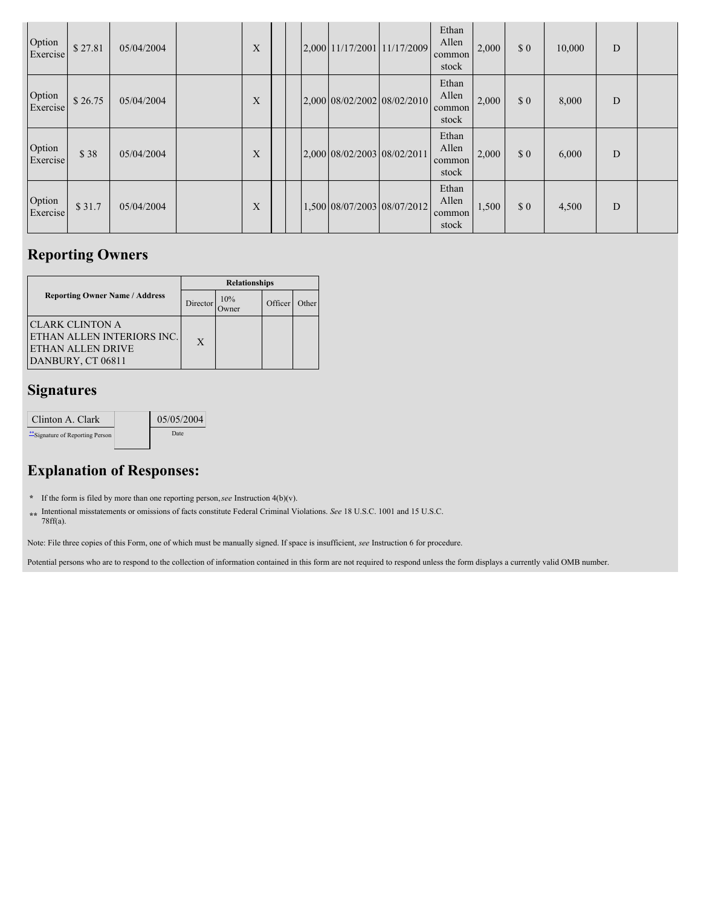| | | | | | | | | | | | | | | | |
|---|---|---|---|---|---|---|---|---|---|---|---|---|---|---|---|
| Option Exercise | $ 27.81 | 05/04/2004 | | X | | | 2,000 | 11/17/2001 | 11/17/2009 | Ethan Allen common stock | 2,000 | $ 0 | 10,000 | D | |
| Option Exercise | $ 26.75 | 05/04/2004 | | X | | | 2,000 | 08/02/2002 | 08/02/2010 | Ethan Allen common stock | 2,000 | $ 0 | 8,000 | D | |
| Option Exercise | $ 38 | 05/04/2004 | | X | | | 2,000 | 08/02/2003 | 08/02/2011 | Ethan Allen common stock | 2,000 | $ 0 | 6,000 | D | |
| Option Exercise | $ 31.7 | 05/04/2004 | | X | | | 1,500 | 08/07/2003 | 08/07/2012 | Ethan Allen common stock | 1,500 | $ 0 | 4,500 | D | |

## Reporting Owners

| Reporting Owner Name / Address | Relationships | | | |
|---|---|---|---|---|
| | Director | 10% Owner | Officer | Other |
| CLARK CLINTON A<br>ETHAN ALLEN INTERIORS INC.<br>ETHAN ALLEN DRIVE<br>DANBURY, CT 06811 | X | | | |

## Signatures

| | | |
|---|---|---|
| Clinton A. Clark | | 05/05/2004 |
| **Signature of Reporting Person | | Date |

## Explanation of Responses:

\* If the form is filed by more than one reporting person, *see* Instruction 4(b)(v).

\*\* Intentional misstatements or omissions of facts constitute Federal Criminal Violations. *See* 18 U.S.C. 1001 and 15 U.S.C. 78ff(a).

Note: File three copies of this Form, one of which must be manually signed. If space is insufficient, *see* Instruction 6 for procedure.

Potential persons who are to respond to the collection of information contained in this form are not required to respond unless the form displays a currently valid OMB number.